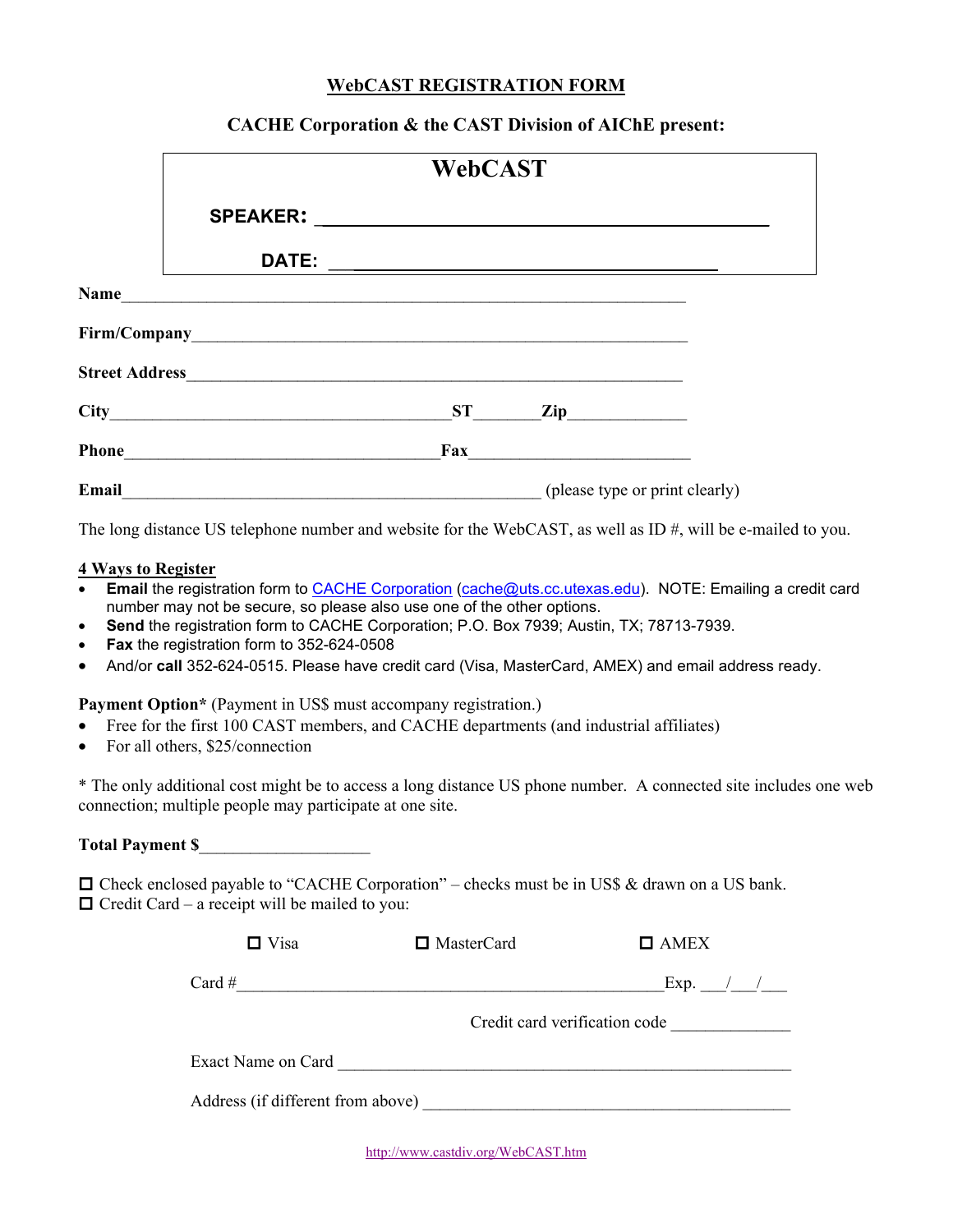# WebCAST REGISTRATION FORM

**CACHE Corporation & the CAST Division of AIChE present:**

## WebCAST

**SPEAKER:** ____________________________________________

**DATE:** ________________________________________

**Name**____________________________________________________________

**Firm/Company**______________________________________________________

**Street Address**_____________________________________________________

**City**______________________________________**ST**_______**Zip**_____________

**Phone**___________________________________**Fax**_________________________

**Email**________________________________________________ (please type or print clearly)

The long distance US telephone number and website for the WebCAST, as well as ID #, will be e-mailed to you.

**4 Ways to Register**

- **Email** the registration form to CACHE Corporation (cache@uts.cc.utexas.edu). NOTE: Emailing a credit card number may not be secure, so please also use one of the other options.
- **Send** the registration form to CACHE Corporation; P.O. Box 7939; Austin, TX; 78713-7939.
- **Fax** the registration form to 352-624-0508
- And/or **call** 352-624-0515. Please have credit card (Visa, MasterCard, AMEX) and email address ready.

**Payment Option*** (Payment in US$ must accompany registration.)

- Free for the first 100 CAST members, and CACHE departments (and industrial affiliates)
- For all others, $25/connection

* The only additional cost might be to access a long distance US phone number. A connected site includes one web connection; multiple people may participate at one site.

**Total Payment $**___________________

☐ Check enclosed payable to "CACHE Corporation" – checks must be in US$ & drawn on a US bank.
☐ Credit Card – a receipt will be mailed to you:

☐ Visa ☐ MasterCard ☐ AMEX

Card #_______________________________________________Exp. ___/___/___

Credit card verification code _____________

Exact Name on Card __________________________________________________

Address (if different from above) _________________________________________

http://www.castdiv.org/WebCAST.htm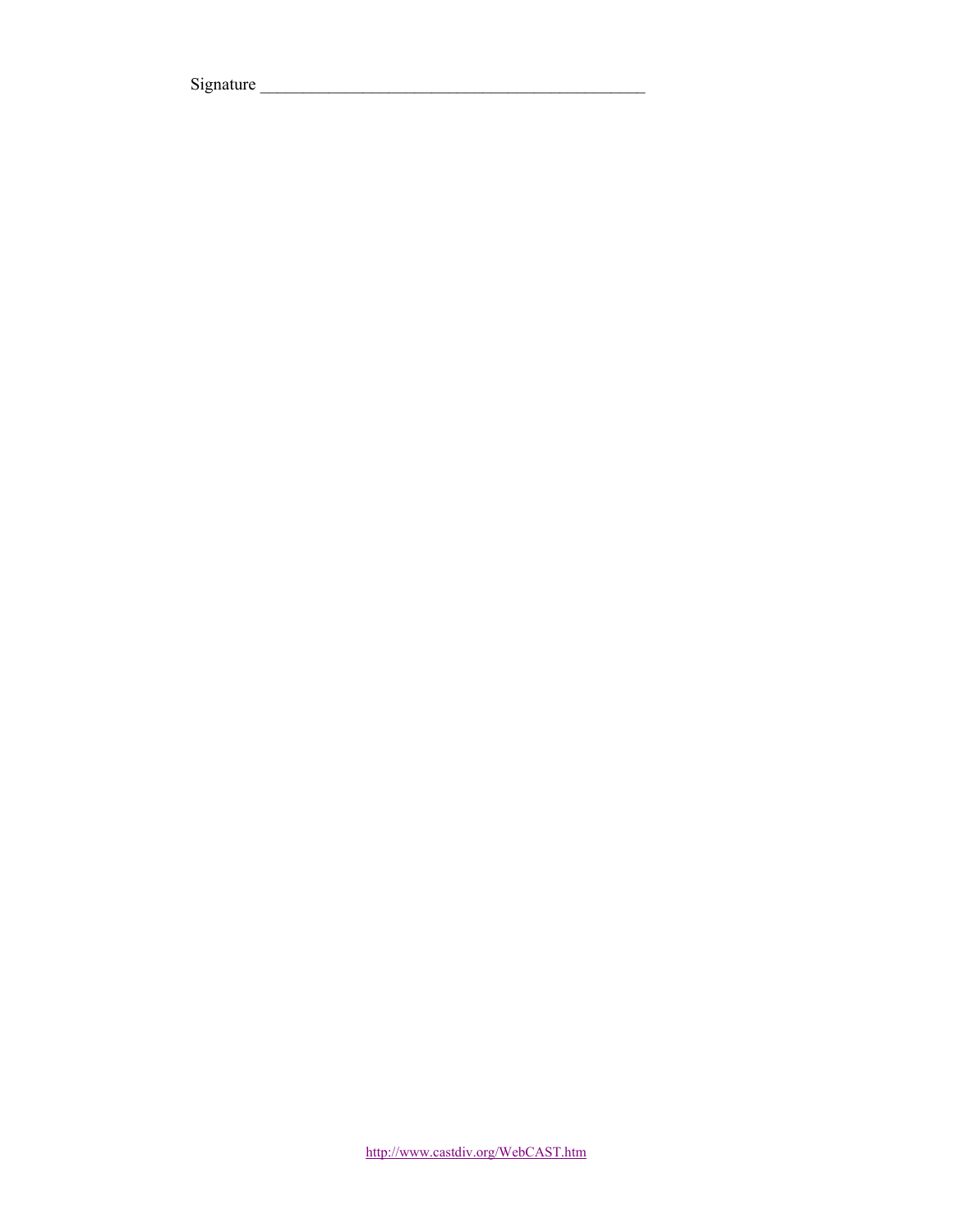Signature _______________________________________________

http://www.castdiv.org/WebCAST.htm